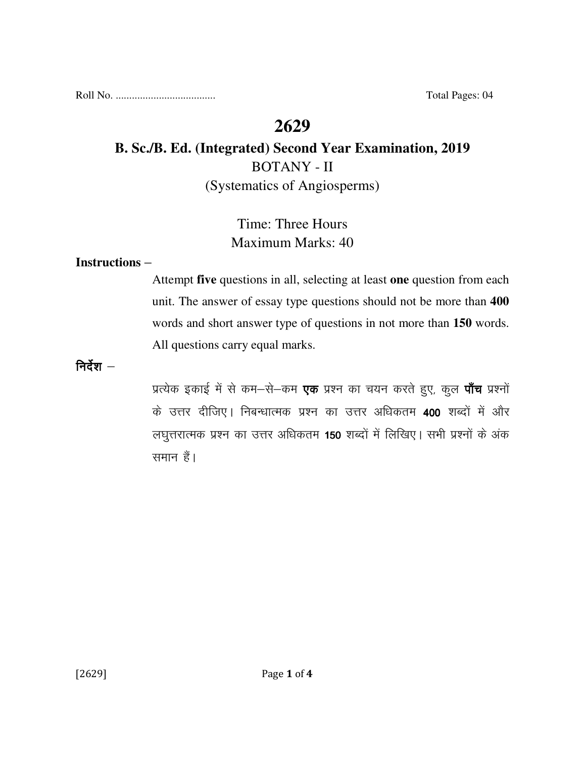Roll No. .................................... Total Pages: 04

# 2629

## B. Sc./B. Ed. (Integrated) Second Year Examination, 2019

BOTANY - II

(Systematics of Angiosperms)

Time: Three Hours

Maximum Marks: 40

**Instructions –**

Attempt **five** questions in all, selecting at least **one** question from each unit. The answer of essay type questions should not be more than **400** words and short answer type of questions in not more than **150** words. All questions carry equal marks.

**निर्देश –**

प्रत्येक इकाई में से कम–से–कम **एक** प्रश्न का चयन करते हुए, कुल **पाँच** प्रश्नों के उत्तर दीजिए। निबन्धात्मक प्रश्न का उत्तर अधिकतम **400** शब्दों में और लघुत्तरात्मक प्रश्न का उत्तर अधिकतम **150** शब्दों में लिखिए। सभी प्रश्नों के अंक समान हैं।

[2629]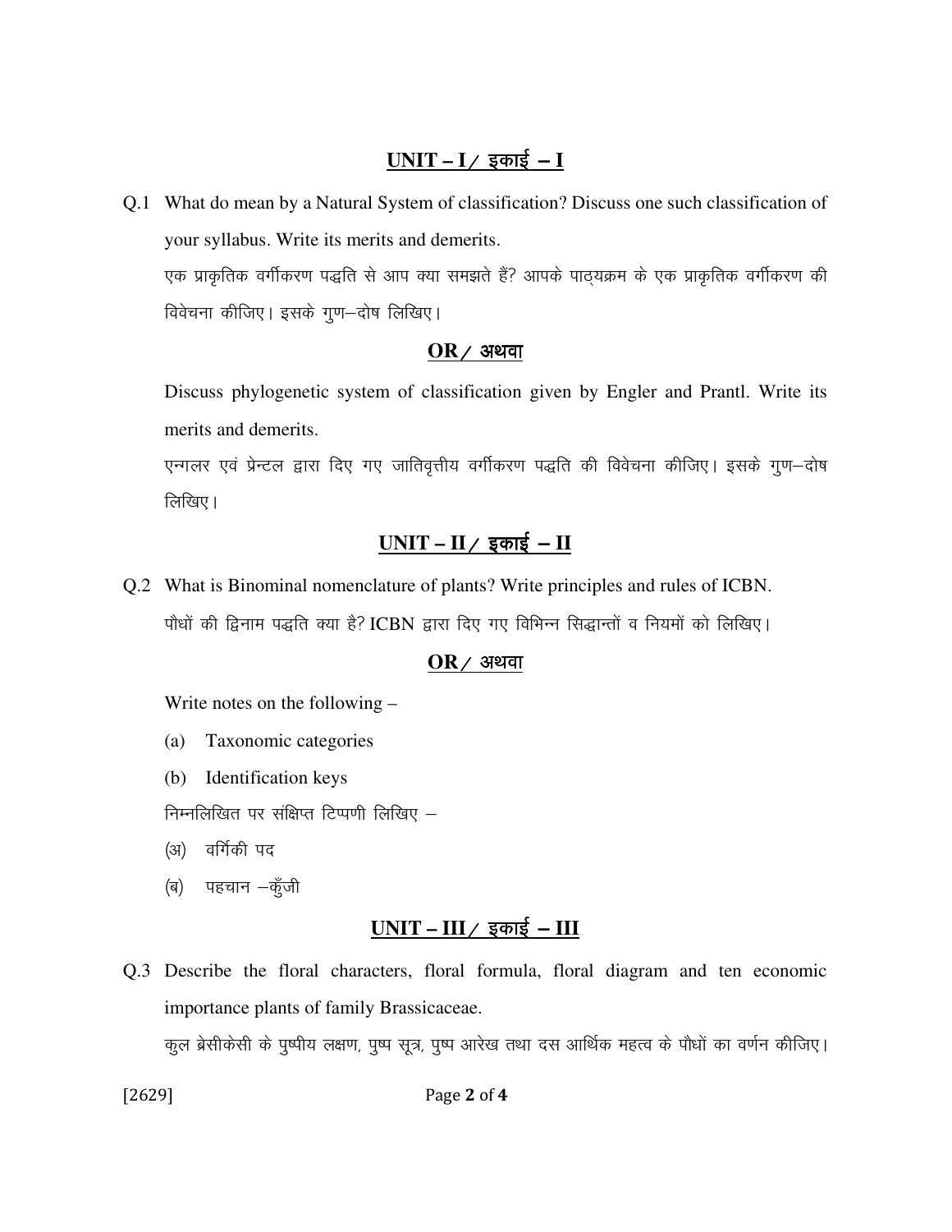## **UNIT – I / इकाई – I**

Q.1 What do mean by a Natural System of classification? Discuss one such classification of your syllabus. Write its merits and demerits.

एक प्राकृतिक वर्गीकरण पद्धति से आप क्या समझते हैं? आपके पाठ्यक्रम के एक प्राकृतिक वर्गीकरण की विवेचना कीजिए। इसके गुण–दोष लिखिए।

**OR / अथवा**

Discuss phylogenetic system of classification given by Engler and Prantl. Write its merits and demerits.

एन्गलर एवं प्रेन्टल द्वारा दिए गए जातिवृत्तीय वर्गीकरण पद्धति की विवेचना कीजिए। इसके गुण–दोष लिखिए।

## **UNIT – II / इकाई – II**

Q.2 What is Binominal nomenclature of plants? Write principles and rules of ICBN.

पौधों की द्विनाम पद्धति क्या है? ICBN द्वारा दिए गए विभिन्न सिद्धान्तों व नियमों को लिखिए।

**OR / अथवा**

Write notes on the following –

(a) Taxonomic categories

(b) Identification keys

निम्नलिखित पर संक्षिप्त टिप्पणी लिखिए –

(अ) वर्गिकी पद

(ब) पहचान –कुँजी

## **UNIT – III / इकाई – III**

Q.3 Describe the floral characters, floral formula, floral diagram and ten economic importance plants of family Brassicaceae.

कुल ब्रेसीकेसी के पुष्पीय लक्षण, पुष्प सूत्र, पुष्प आरेख तथा दस आर्थिक महत्व के पौधों का वर्णन कीजिए।

[2629]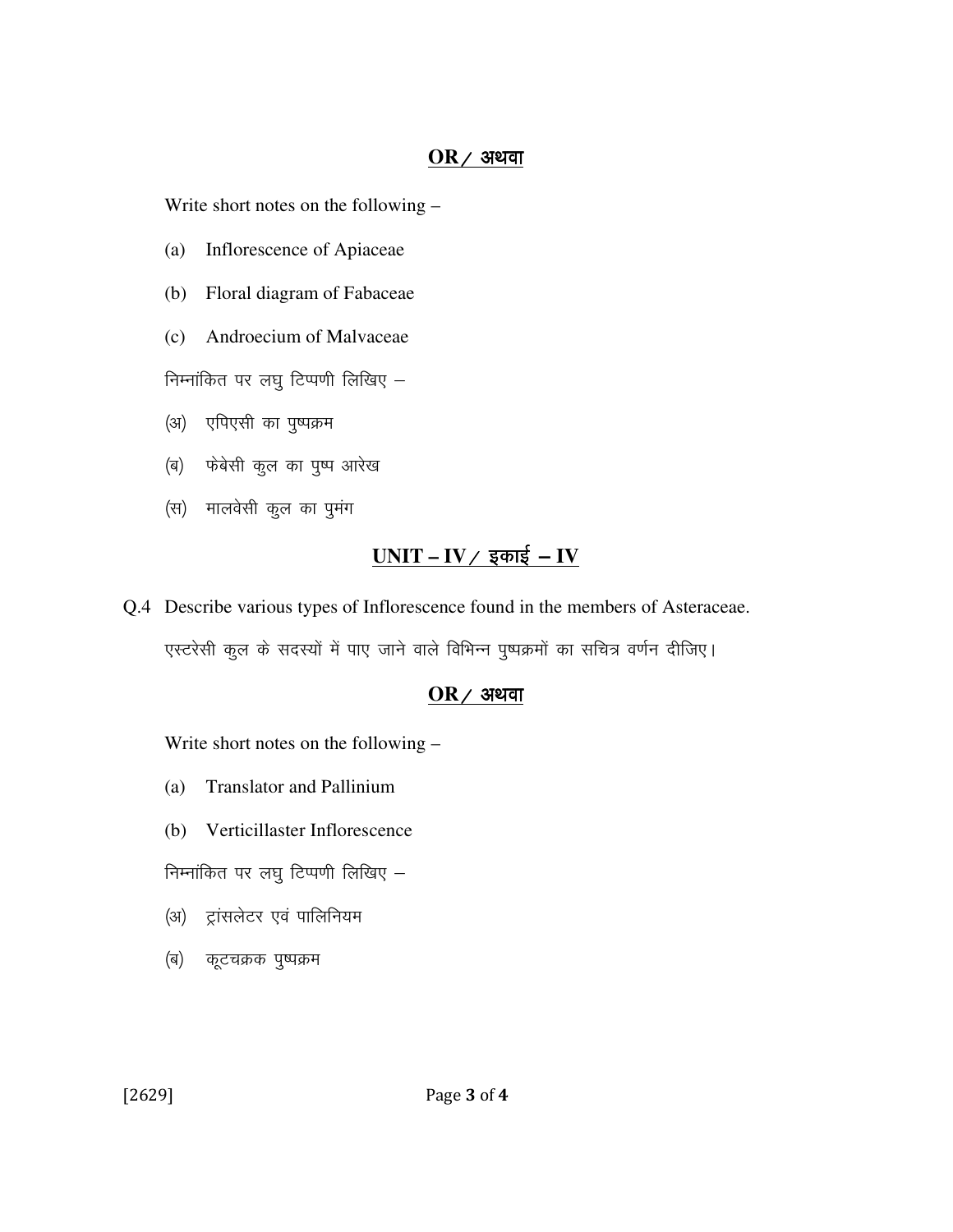**OR / अथवा**

Write short notes on the following –

(a) Inflorescence of Apiaceae

(b) Floral diagram of Fabaceae

(c) Androecium of Malvaceae

निम्नांकित पर लघु टिप्पणी लिखिए –

(अ) एपिएसी का पुष्पक्रम

(ब) फेबेसी कुल का पुष्प आरेख

(स) मालवेसी कुल का पुमंग

## UNIT – IV / इकाई – IV

Q.4 Describe various types of Inflorescence found in the members of Asteraceae.

एस्टरेसी कुल के सदस्यों में पाए जाने वाले विभिन्न पुष्पक्रमों का सचित्र वर्णन दीजिए।

**OR / अथवा**

Write short notes on the following –

(a) Translator and Pallinium

(b) Verticillaster Inflorescence

निम्नांकित पर लघु टिप्पणी लिखिए –

(अ) ट्रांसलेटर एवं पालिनियम

(ब) कूटचक्रक पुष्पक्रम

[2629]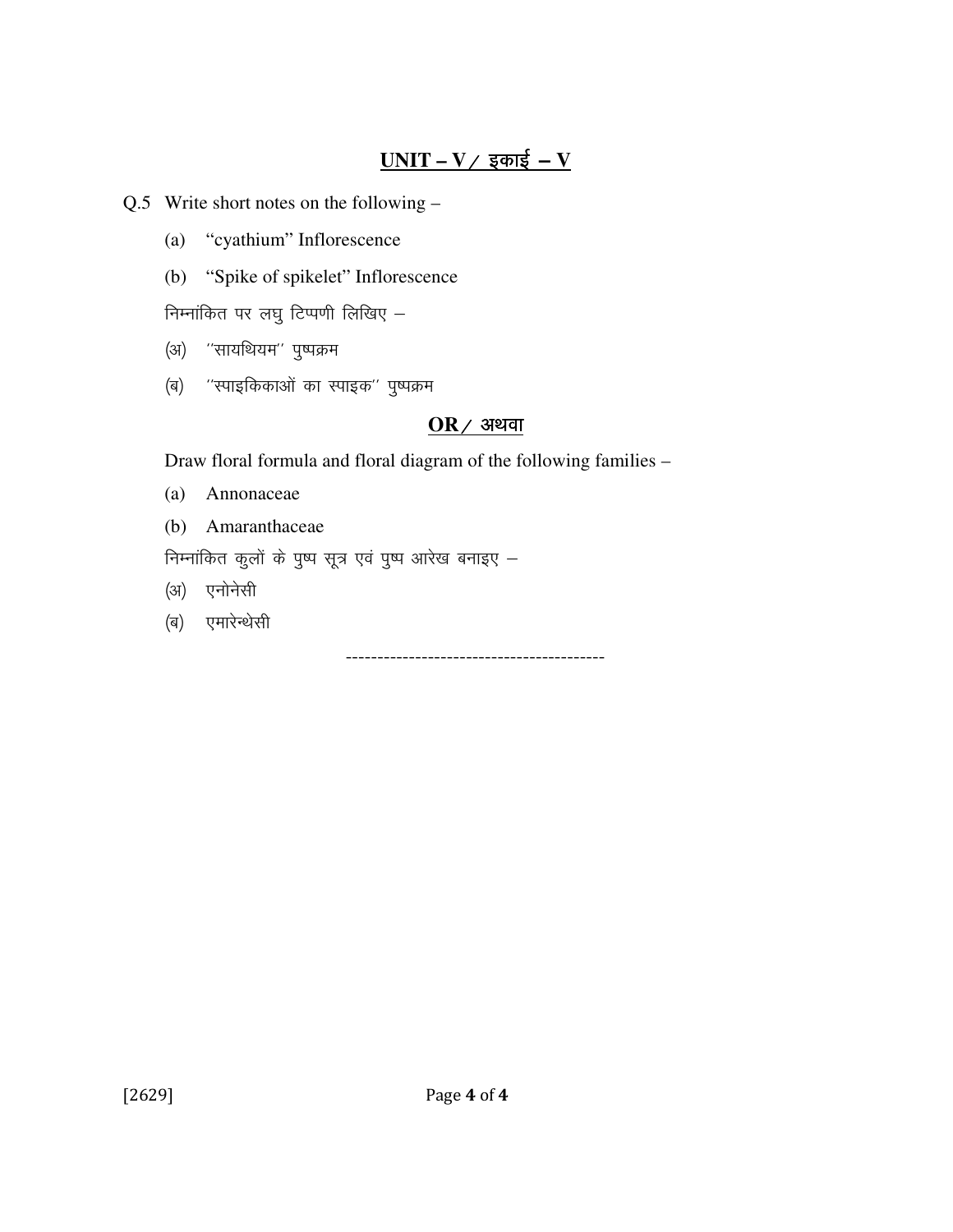## UNIT – V / इकाई – V

Q.5 Write short notes on the following –

(a) "cyathium" Inflorescence

(b) "Spike of spikelet" Inflorescence

निम्नांकित पर लघु टिप्पणी लिखिए –

(अ) ''सायथियम'' पुष्पक्रम

(ब) ''स्पाइकिकाओं का स्पाइक'' पुष्पक्रम

### OR / अथवा

Draw floral formula and floral diagram of the following families –

(a) Annonaceae

(b) Amaranthaceae

निम्नांकित कुलों के पुष्प सूत्र एवं पुष्प आरेख बनाइए –

(अ) एनोनेसी

(ब) एमारेन्थेसी

-----------------------------------------

[2629]